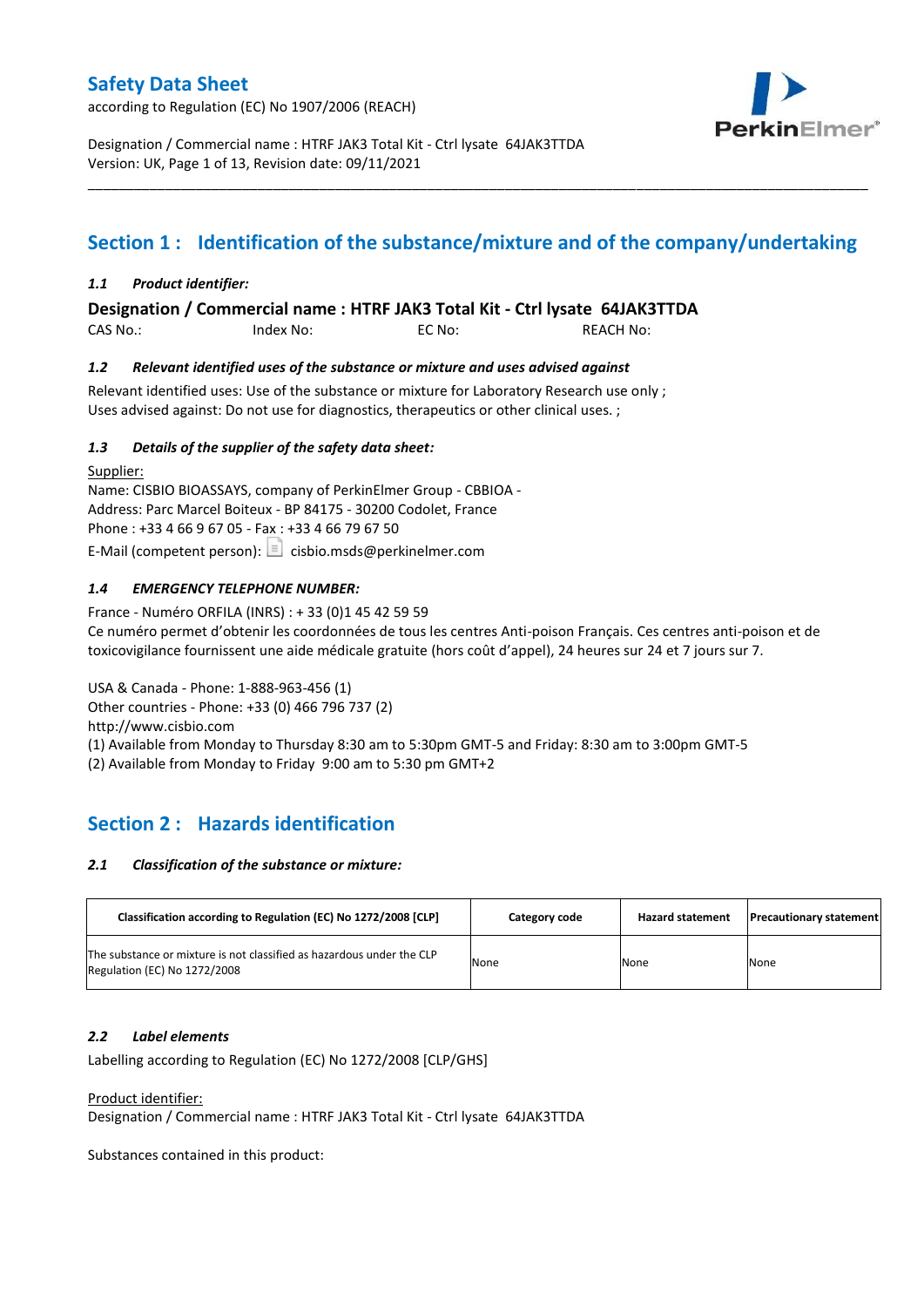# Safety Data Sheet

according to Regulation (EC) No 1907/2006 (REACH)

Designation / Commercial name : HTRF JAK3 Total Kit - Ctrl lysate 64JAK3TTDA
Version: UK, Page 1 of 13, Revision date: 09/11/2021

## Section 1 : Identification of the substance/mixture and of the company/undertaking

### *1.1 Product identifier:*

**Designation / Commercial name : HTRF JAK3 Total Kit - Ctrl lysate 64JAK3TTDA**

CAS No.: Index No: EC No: REACH No:

### *1.2 Relevant identified uses of the substance or mixture and uses advised against*

Relevant identified uses: Use of the substance or mixture for Laboratory Research use only ;
Uses advised against: Do not use for diagnostics, therapeutics or other clinical uses. ;

### *1.3 Details of the supplier of the safety data sheet:*

Supplier:
Name: CISBIO BIOASSAYS, company of PerkinElmer Group - CBBIOA -
Address: Parc Marcel Boiteux - BP 84175 - 30200 Codolet, France
Phone : +33 4 66 9 67 05 - Fax : +33 4 66 79 67 50
E-Mail (competent person): cisbio.msds@perkinelmer.com

### *1.4 EMERGENCY TELEPHONE NUMBER:*

France - Numéro ORFILA (INRS) : + 33 (0)1 45 42 59 59
Ce numéro permet d'obtenir les coordonnées de tous les centres Anti-poison Français. Ces centres anti-poison et de toxicovigilance fournissent une aide médicale gratuite (hors coût d'appel), 24 heures sur 24 et 7 jours sur 7.

USA & Canada - Phone: 1-888-963-456 (1)
Other countries - Phone: +33 (0) 466 796 737 (2)
http://www.cisbio.com
(1) Available from Monday to Thursday 8:30 am to 5:30pm GMT-5 and Friday: 8:30 am to 3:00pm GMT-5
(2) Available from Monday to Friday 9:00 am to 5:30 pm GMT+2

## Section 2 : Hazards identification

### *2.1 Classification of the substance or mixture:*

| Classification according to Regulation (EC) No 1272/2008 [CLP] | Category code | Hazard statement | Precautionary statement |
|---|---|---|---|
| The substance or mixture is not classified as hazardous under the CLP Regulation (EC) No 1272/2008 | None | None | None |

### *2.2 Label elements*

Labelling according to Regulation (EC) No 1272/2008 [CLP/GHS]

Product identifier:
Designation / Commercial name : HTRF JAK3 Total Kit - Ctrl lysate 64JAK3TTDA

Substances contained in this product: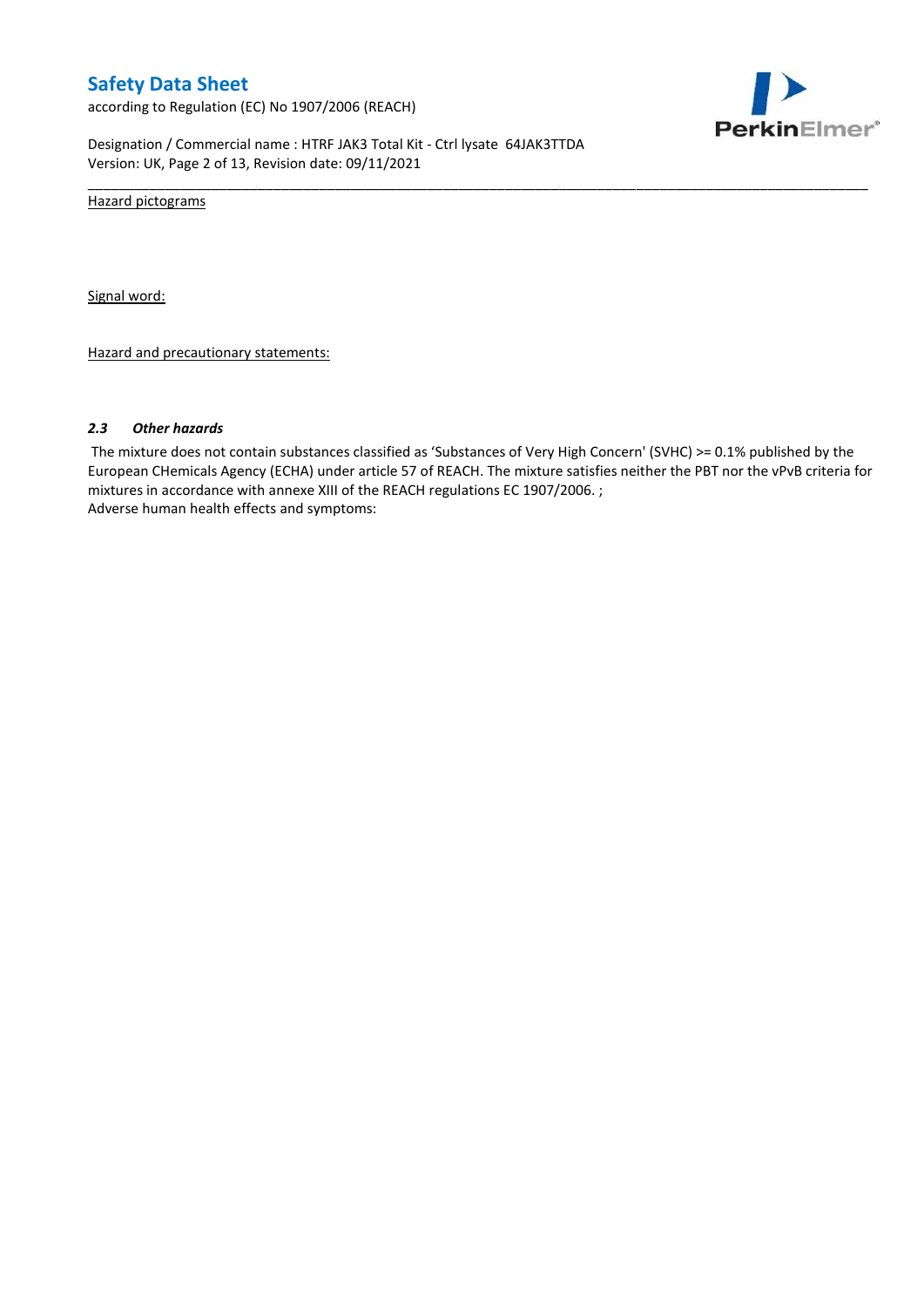Hazard pictograms

Signal word:

Hazard and precautionary statements:

### *2.3 Other hazards*

The mixture does not contain substances classified as 'Substances of Very High Concern' (SVHC) >= 0.1% published by the European CHemicals Agency (ECHA) under article 57 of REACH. The mixture satisfies neither the PBT nor the vPvB criteria for mixtures in accordance with annexe XIII of the REACH regulations EC 1907/2006. ;
Adverse human health effects and symptoms: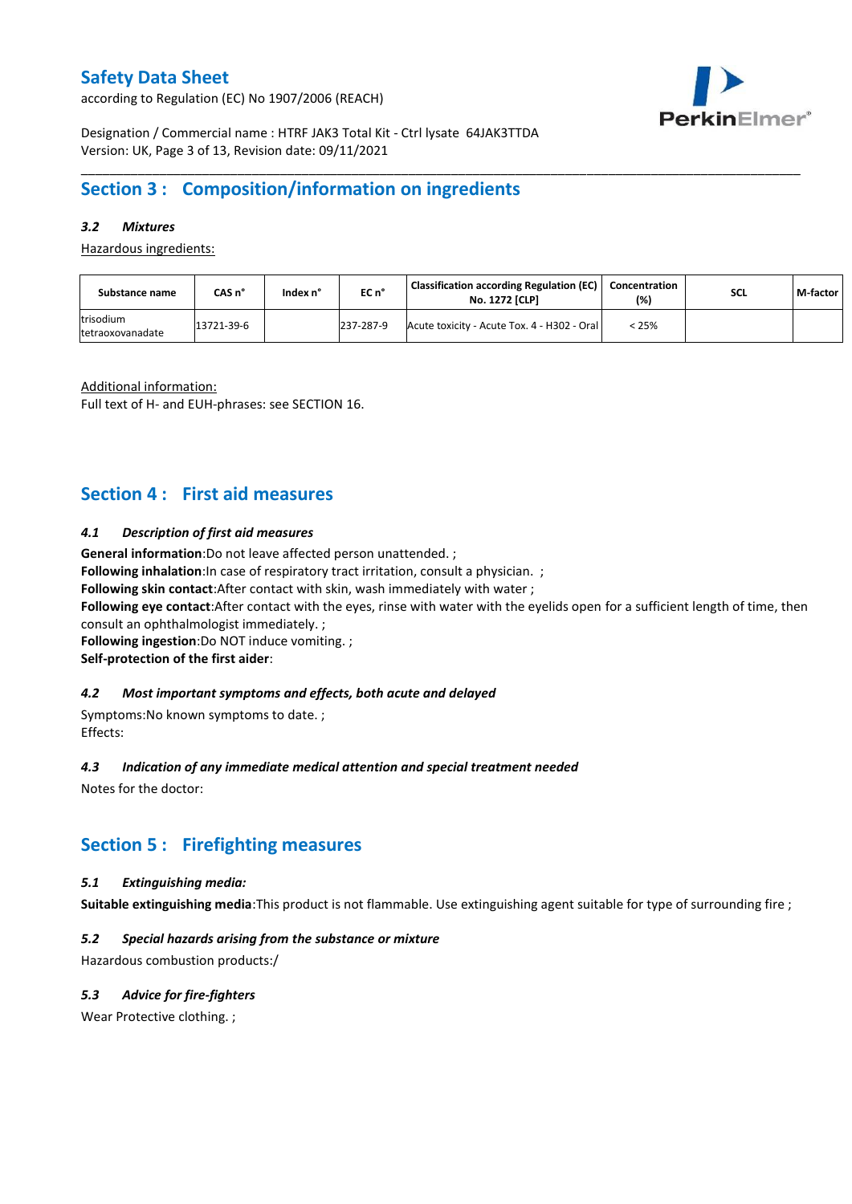## Section 3 : Composition/information on ingredients

### *3.2 Mixtures*

Hazardous ingredients:

| Substance name | CAS n° | Index n° | EC n° | Classification according Regulation (EC) No. 1272 [CLP] | Concentration (%) | SCL | M-factor |
|---|---|---|---|---|---|---|---|
| trisodium tetraoxovanadate | 13721-39-6 | | 237-287-9 | Acute toxicity - Acute Tox. 4 - H302 - Oral | < 25% | | |

Additional information:
Full text of H- and EUH-phrases: see SECTION 16.

## Section 4 : First aid measures

### *4.1 Description of first aid measures*

**General information**:Do not leave affected person unattended. ;
**Following inhalation**:In case of respiratory tract irritation, consult a physician. ;
**Following skin contact**:After contact with skin, wash immediately with water ;
**Following eye contact**:After contact with the eyes, rinse with water with the eyelids open for a sufficient length of time, then consult an ophthalmologist immediately. ;
**Following ingestion**:Do NOT induce vomiting. ;
**Self-protection of the first aider**:

### *4.2 Most important symptoms and effects, both acute and delayed*

Symptoms:No known symptoms to date. ;
Effects:

### *4.3 Indication of any immediate medical attention and special treatment needed*

Notes for the doctor:

## Section 5 : Firefighting measures

### *5.1 Extinguishing media:*

**Suitable extinguishing media**:This product is not flammable. Use extinguishing agent suitable for type of surrounding fire ;

### *5.2 Special hazards arising from the substance or mixture*

Hazardous combustion products:/

### *5.3 Advice for fire-fighters*

Wear Protective clothing. ;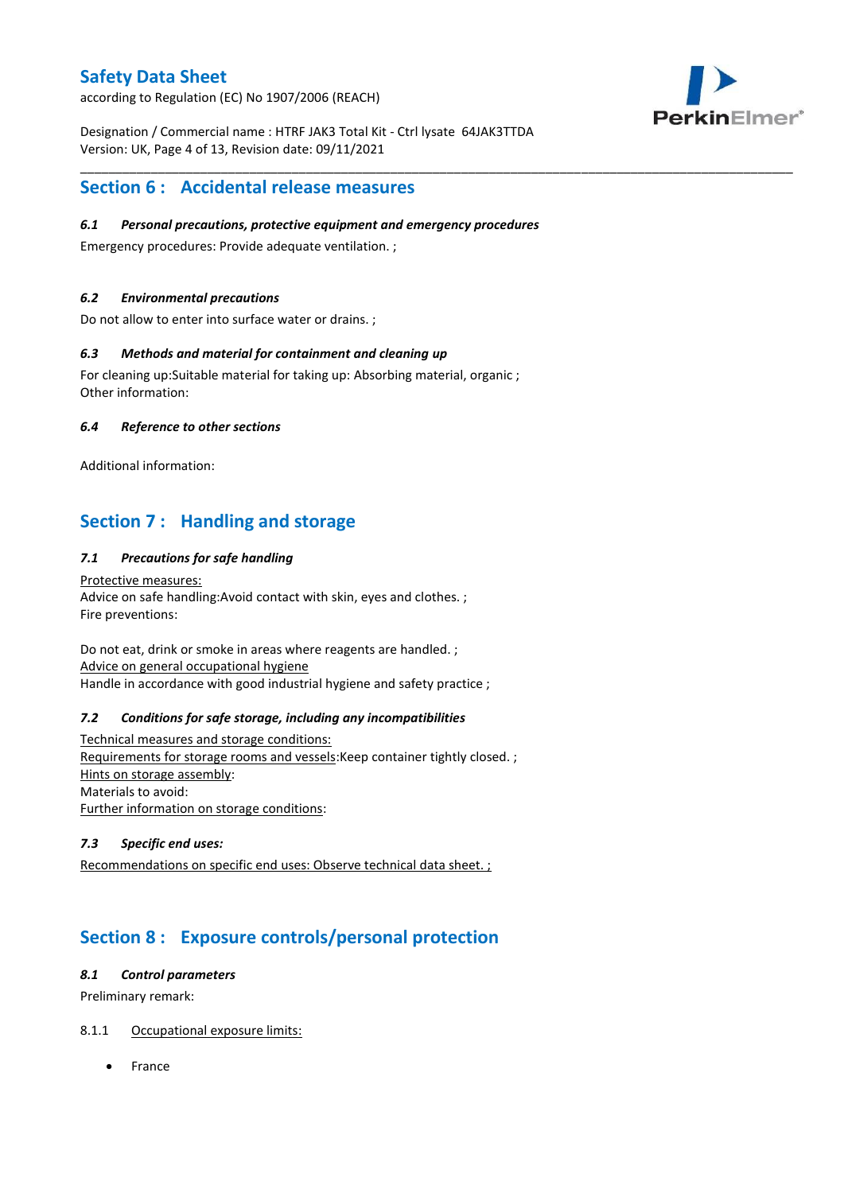## Section 6 : Accidental release measures

### *6.1 Personal precautions, protective equipment and emergency procedures*

Emergency procedures: Provide adequate ventilation. ;

### *6.2 Environmental precautions*

Do not allow to enter into surface water or drains. ;

### *6.3 Methods and material for containment and cleaning up*

For cleaning up:Suitable material for taking up: Absorbing material, organic ;
Other information:

### *6.4 Reference to other sections*

Additional information:

## Section 7 : Handling and storage

### *7.1 Precautions for safe handling*

Protective measures:
Advice on safe handling:Avoid contact with skin, eyes and clothes. ;
Fire preventions:

Do not eat, drink or smoke in areas where reagents are handled. ;
Advice on general occupational hygiene
Handle in accordance with good industrial hygiene and safety practice ;

### *7.2 Conditions for safe storage, including any incompatibilities*

Technical measures and storage conditions:
Requirements for storage rooms and vessels:Keep container tightly closed. ;
Hints on storage assembly:
Materials to avoid:
Further information on storage conditions:

### *7.3 Specific end uses:*

Recommendations on specific end uses: Observe technical data sheet. ;

## Section 8 : Exposure controls/personal protection

### *8.1 Control parameters*

Preliminary remark:

8.1.1 Occupational exposure limits:

- France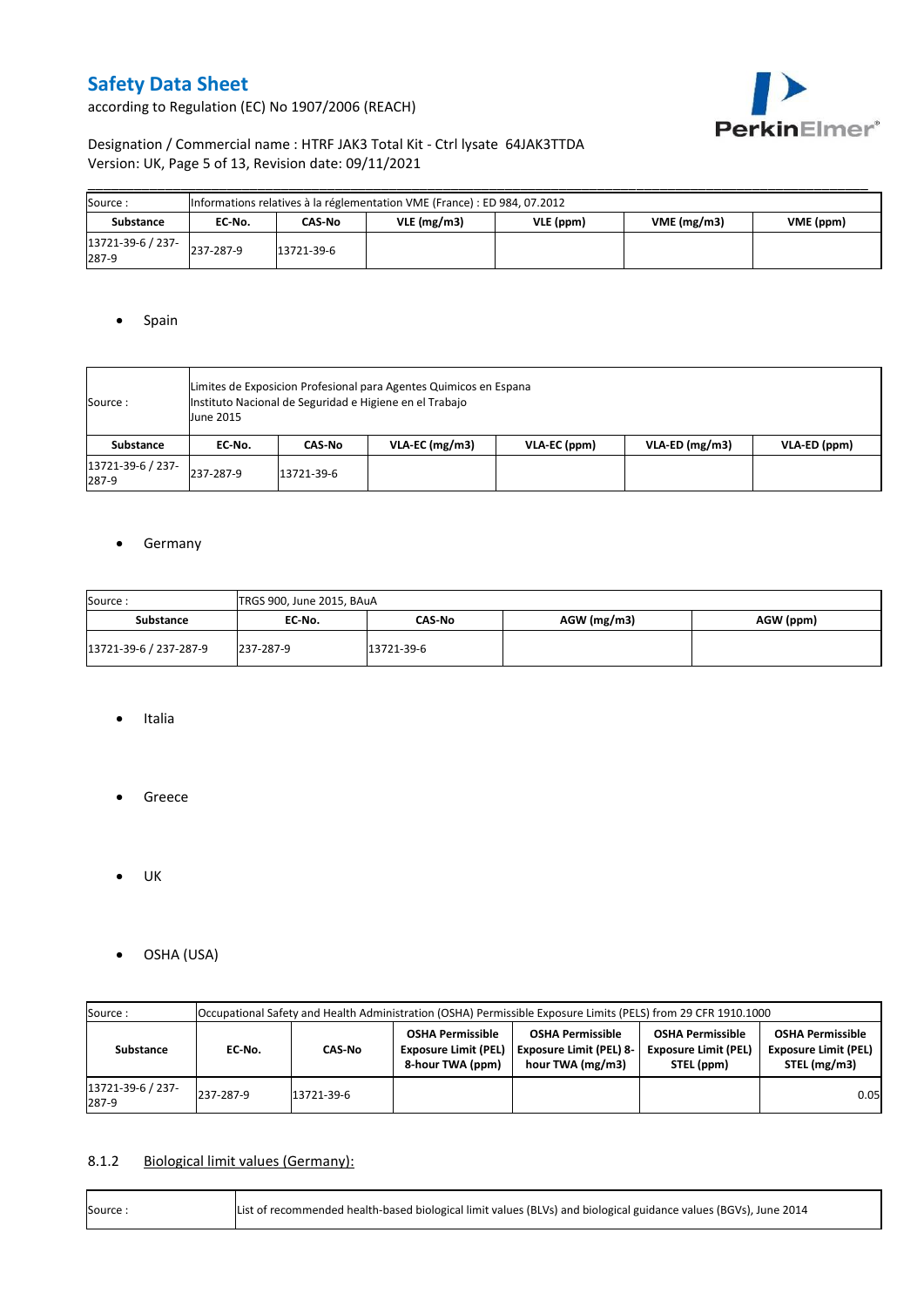| Source : | Informations relatives à la réglementation VME (France) : ED 984, 07.2012 | | | | | |
|---|---|---|---|---|---|---|
| **Substance** | **EC-No.** | **CAS-No** | **VLE (mg/m3)** | **VLE (ppm)** | **VME (mg/m3)** | **VME (ppm)** |
| 13721-39-6 / 237-287-9 | 237-287-9 | 13721-39-6 | | | | |

- Spain

| Source : | Limites de Exposicion Profesional para Agentes Quimicos en Espana<br>Instituto Nacional de Seguridad e Higiene en el Trabajo<br>June 2015 | | | | | |
|---|---|---|---|---|---|---|
| **Substance** | **EC-No.** | **CAS-No** | **VLA-EC (mg/m3)** | **VLA-EC (ppm)** | **VLA-ED (mg/m3)** | **VLA-ED (ppm)** |
| 13721-39-6 / 237-287-9 | 237-287-9 | 13721-39-6 | | | | |

- Germany

| Source : | TRGS 900, June 2015, BAuA | | | |
|---|---|---|---|---|
| **Substance** | **EC-No.** | **CAS-No** | **AGW (mg/m3)** | **AGW (ppm)** |
| 13721-39-6 / 237-287-9 | 237-287-9 | 13721-39-6 | | |

- Italia

- Greece

- UK

- OSHA (USA)

| Source : | Occupational Safety and Health Administration (OSHA) Permissible Exposure Limits (PELS) from 29 CFR 1910.1000 | | | | | |
|---|---|---|---|---|---|---|
| **Substance** | **EC-No.** | **CAS-No** | **OSHA Permissible Exposure Limit (PEL) 8-hour TWA (ppm)** | **OSHA Permissible Exposure Limit (PEL) 8-hour TWA (mg/m3)** | **OSHA Permissible Exposure Limit (PEL) STEL (ppm)** | **OSHA Permissible Exposure Limit (PEL) STEL (mg/m3)** |
| 13721-39-6 / 237-287-9 | 237-287-9 | 13721-39-6 | | | | 0.05 |

### 8.1.2 Biological limit values (Germany):

| Source : | List of recommended health-based biological limit values (BLVs) and biological guidance values (BGVs), June 2014 |
|---|---|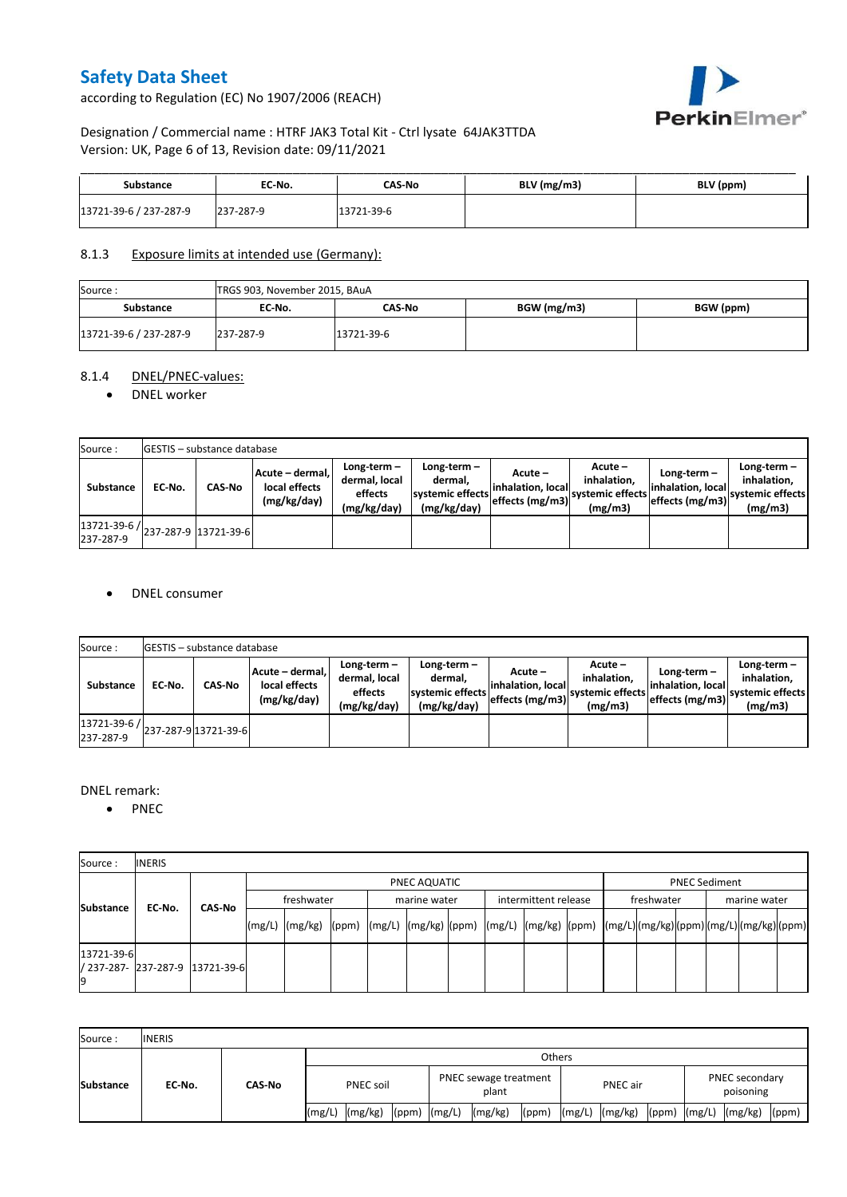| Substance | EC-No. | CAS-No | BLV (mg/m3) | BLV (ppm) |
|---|---|---|---|---|
| 13721-39-6 / 237-287-9 | 237-287-9 | 13721-39-6 | | |

### 8.1.3 Exposure limits at intended use (Germany):

| Source : | TRGS 903, November 2015, BAuA | | | |
|---|---|---|---|---|
| **Substance** | **EC-No.** | **CAS-No** | **BGW (mg/m3)** | **BGW (ppm)** |
| 13721-39-6 / 237-287-9 | 237-287-9 | 13721-39-6 | | |

### 8.1.4 DNEL/PNEC-values:

- DNEL worker

| Source : | GESTIS – substance database | | | | | | | | | |
|---|---|---|---|---|---|---|---|---|---|---|
| **Substance** | **EC-No.** | **CAS-No** | **Acute – dermal, local effects (mg/kg/day)** | **Long-term – dermal, local effects (mg/kg/day)** | **Long-term – dermal, systemic effects (mg/kg/day)** | **Acute – inhalation, local effects (mg/m3)** | **Acute – inhalation, systemic effects (mg/m3)** | **Long-term – inhalation, local effects (mg/m3)** | **Long-term – inhalation, systemic effects (mg/m3)** |
| 13721-39-6 / 237-287-9 | 237-287-9 | 13721-39-6 | | | | | | | |

- DNEL consumer

| Source : | GESTIS – substance database | | | | | | | | | |
|---|---|---|---|---|---|---|---|---|---|---|
| **Substance** | **EC-No.** | **CAS-No** | **Acute – dermal, local effects (mg/kg/day)** | **Long-term – dermal, local effects (mg/kg/day)** | **Long-term – dermal, systemic effects (mg/kg/day)** | **Acute – inhalation, local effects (mg/m3)** | **Acute – inhalation, systemic effects (mg/m3)** | **Long-term – inhalation, local effects (mg/m3)** | **Long-term – inhalation, systemic effects (mg/m3)** |
| 13721-39-6 / 237-287-9 | 237-287-9 | 13721-39-6 | | | | | | | |

DNEL remark:

- PNEC

| Source : | INERIS | | | | | | | | | | | | | | | | | |
|---|---|---|---|---|---|---|---|---|---|---|---|---|---|---|---|---|---|---|
| **Substance** | **EC-No.** | **CAS-No** | PNEC AQUATIC | | | | | | | | | PNEC Sediment | | | | | |
| | | | freshwater | | | marine water | | | intermittent release | | | freshwater | | | marine water | | |
| | | | (mg/L) | (mg/kg) | (ppm) | (mg/L) | (mg/kg) | (ppm) | (mg/L) | (mg/kg) | (ppm) | (mg/L) | (mg/kg) | (ppm) | (mg/L) | (mg/kg) | (ppm) |
| 13721-39-6 / 237-287-9 | 237-287-9 | 13721-39-6 | | | | | | | | | | | | | | | |

| Source : | INERIS | | | | | | | | | | | | | | |
|---|---|---|---|---|---|---|---|---|---|---|---|---|---|---|---|
| **Substance** | **EC-No.** | **CAS-No** | Others | | | | | | | | | | | | |
| | | | PNEC soil | | | PNEC sewage treatment plant | | | PNEC air | | | PNEC secondary poisoning | | |
| | | | (mg/L) | (mg/kg) | (ppm) | (mg/L) | (mg/kg) | (ppm) | (mg/L) | (mg/kg) | (ppm) | (mg/L) | (mg/kg) | (ppm) |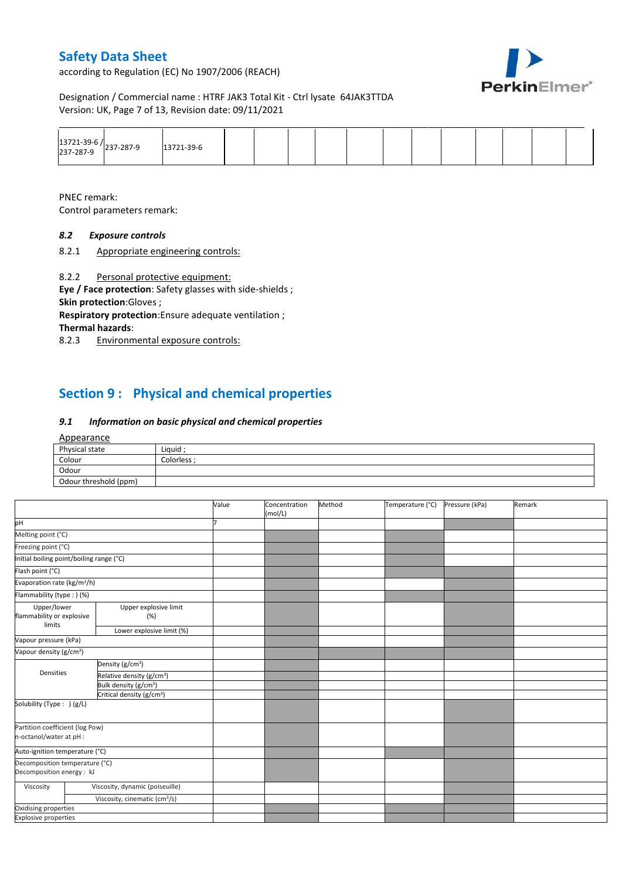| 13721-39-6 / 237-287-9 | 237-287-9 | 13721-39-6 | | | | | | | | | | | |
|---|---|---|---|---|---|---|---|---|---|---|---|---|---|

PNEC remark:

Control parameters remark:

### 8.2 *Exposure controls*

8.2.1 Appropriate engineering controls:

8.2.2 Personal protective equipment:

**Eye / Face protection**: Safety glasses with side-shields ;

**Skin protection**:Gloves ;

**Respiratory protection**:Ensure adequate ventilation ;

**Thermal hazards**:

8.2.3 Environmental exposure controls:

## Section 9 : Physical and chemical properties

### 9.1 *Information on basic physical and chemical properties*

Appearance

| Physical state | Liquid ; |
|---|---|
| Colour | Colorless ; |
| Odour | |
| Odour threshold (ppm) | |

| | | Value | Concentration (mol/L) | Method | Temperature (°C) | Pressure (kPa) | Remark |
|---|---|---|---|---|---|---|---|
| pH | | 7 | | | | | |
| Melting point (°C) | | | | | | | |
| Freezing point (°C) | | | | | | | |
| Initial boiling point/boiling range (°C) | | | | | | | |
| Flash point (°C) | | | | | | | |
| Evaporation rate (kg/m²/h) | | | | | | | |
| Flammability (type : ) (%) | | | | | | | |
| Upper/lower flammability or explosive limits | Upper explosive limit (%) | | | | | | |
| | Lower explosive limit (%) | | | | | | |
| Vapour pressure (kPa) | | | | | | | |
| Vapour density (g/cm³) | | | | | | | |
| Densities | Density (g/cm³) | | | | | | |
| | Relative density (g/cm³) | | | | | | |
| | Bulk density (g/cm³) | | | | | | |
| | Critical density (g/cm³) | | | | | | |
| Solubility (Type : ) (g/L) | | | | | | | |
| Partition coefficient (log Pow) n-octanol/water at pH : | | | | | | | |
| Auto-ignition temperature (°C) | | | | | | | |
| Decomposition temperature (°C) Decomposition energy : kJ | | | | | | | |
| Viscosity | Viscosity, dynamic (poiseuille) | | | | | | |
| | Viscosity, cinematic (cm³/s) | | | | | | |
| Oxidising properties | | | | | | | |
| Explosive properties | | | | | | | |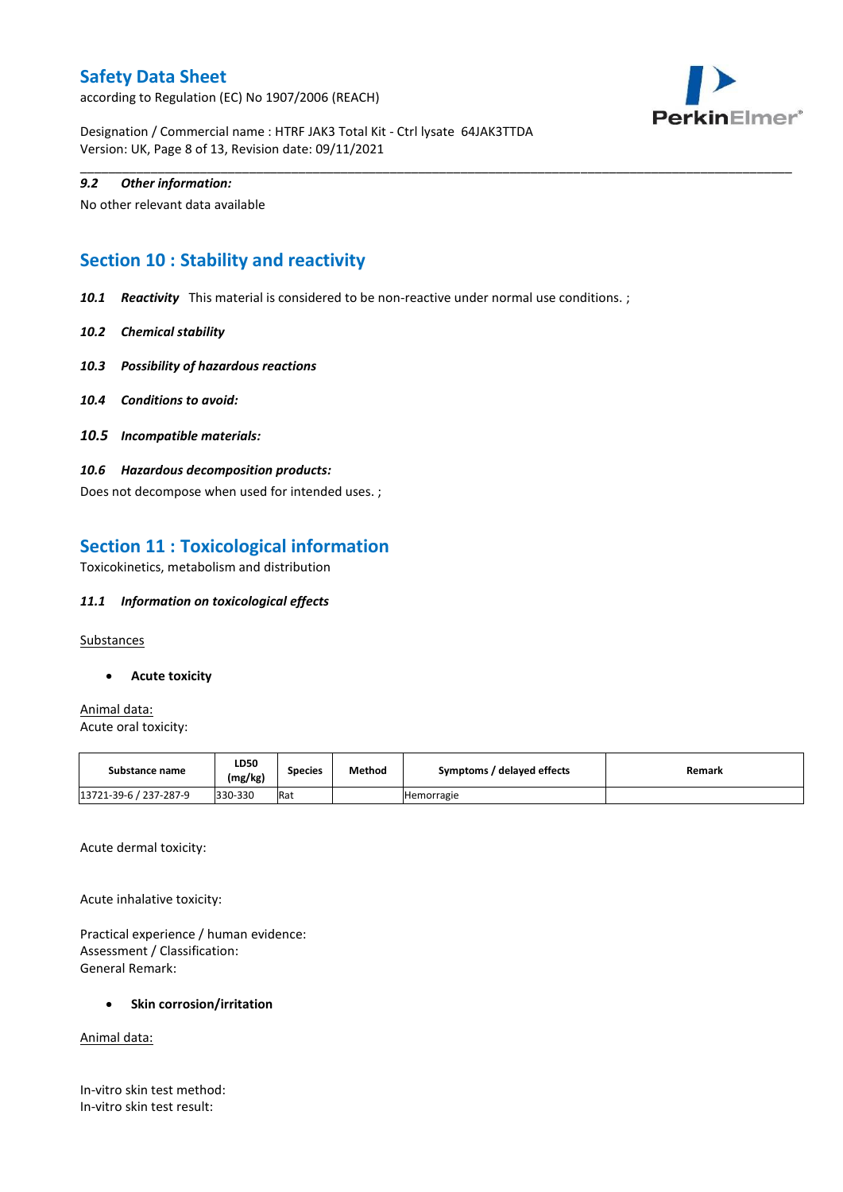### 9.2 *Other information:*

No other relevant data available

## Section 10 : Stability and reactivity

***10.1 Reactivity*** This material is considered to be non-reactive under normal use conditions. ;

***10.2 Chemical stability***

***10.3 Possibility of hazardous reactions***

***10.4 Conditions to avoid:***

***10.5 Incompatible materials:***

***10.6 Hazardous decomposition products:***

Does not decompose when used for intended uses. ;

## Section 11 : Toxicological information

Toxicokinetics, metabolism and distribution

***11.1 Information on toxicological effects***

Substances

- **Acute toxicity**

Animal data:
Acute oral toxicity:

| Substance name | LD50 (mg/kg) | Species | Method | Symptoms / delayed effects | Remark |
|---|---|---|---|---|---|
| 13721-39-6 / 237-287-9 | 330-330 | Rat | | Hemorragie | |

Acute dermal toxicity:

Acute inhalative toxicity:

Practical experience / human evidence:
Assessment / Classification:
General Remark:

- **Skin corrosion/irritation**

Animal data:

In-vitro skin test method:
In-vitro skin test result: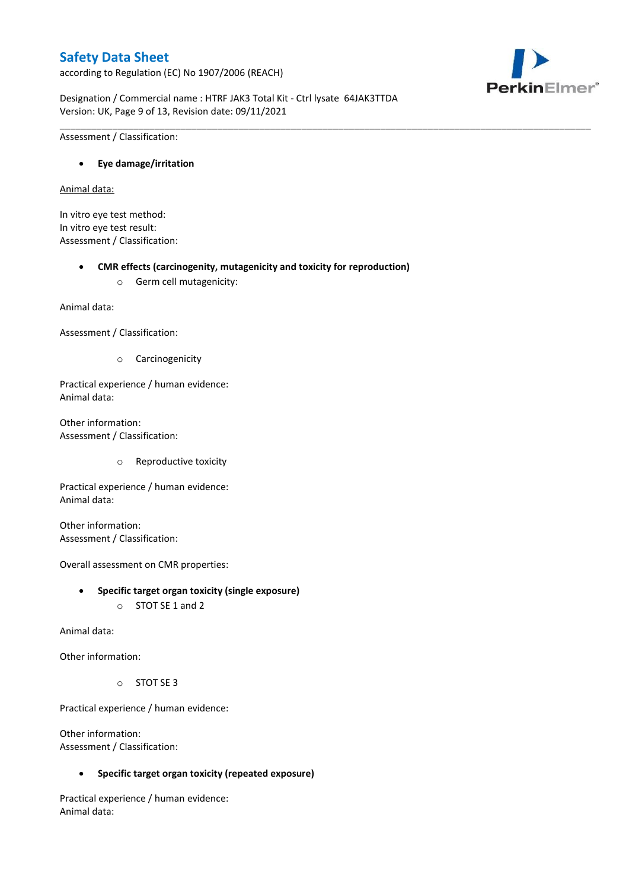Assessment / Classification:

- **Eye damage/irritation**

Animal data:

In vitro eye test method:
In vitro eye test result:
Assessment / Classification:

- **CMR effects (carcinogenity, mutagenicity and toxicity for reproduction)**
  - Germ cell mutagenicity:

Animal data:

Assessment / Classification:

  - Carcinogenicity

Practical experience / human evidence:
Animal data:

Other information:
Assessment / Classification:

  - Reproductive toxicity

Practical experience / human evidence:
Animal data:

Other information:
Assessment / Classification:

Overall assessment on CMR properties:

- **Specific target organ toxicity (single exposure)**
  - STOT SE 1 and 2

Animal data:

Other information:

  - STOT SE 3

Practical experience / human evidence:

Other information:
Assessment / Classification:

- **Specific target organ toxicity (repeated exposure)**

Practical experience / human evidence:
Animal data: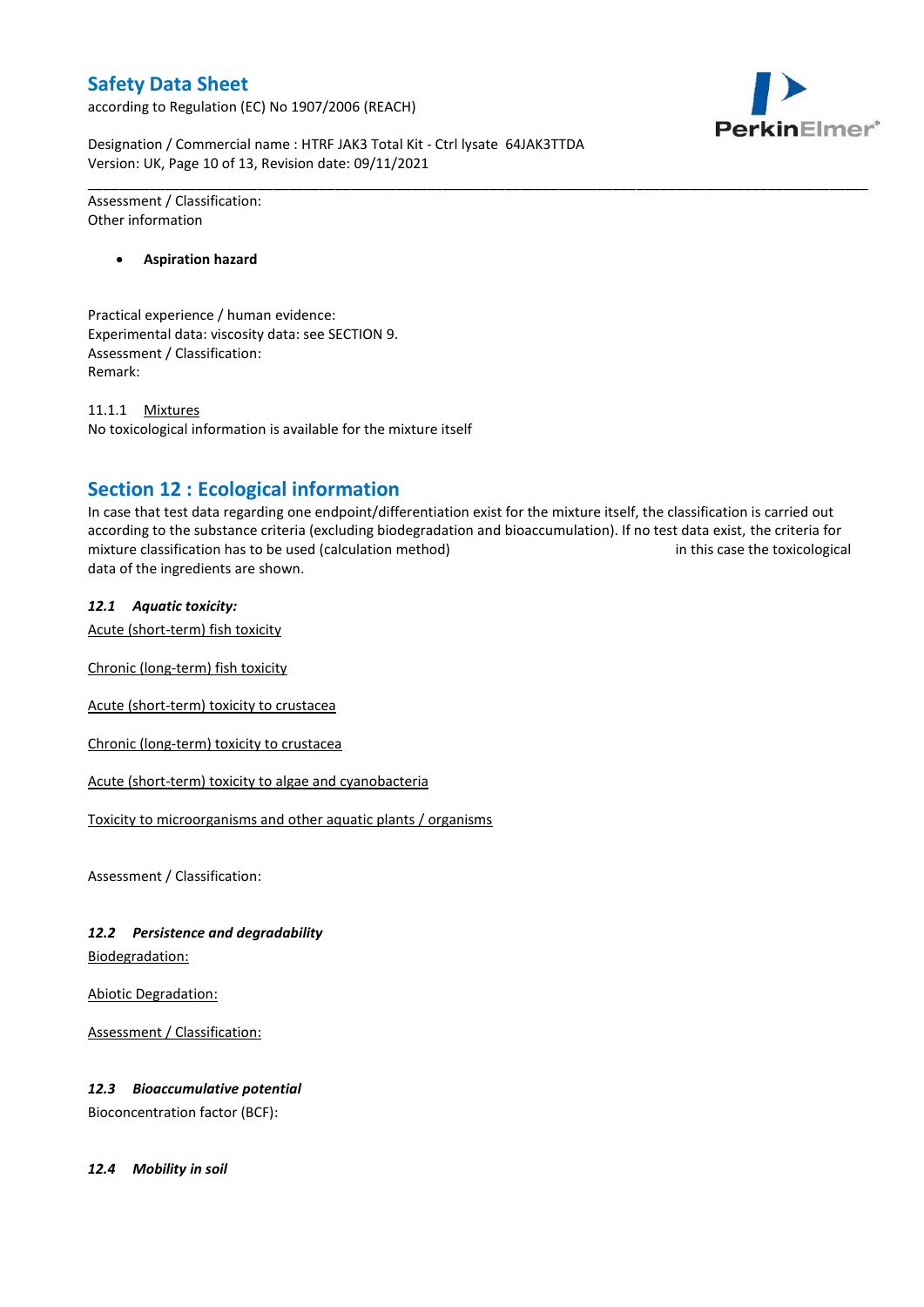Assessment / Classification:
Other information

- **Aspiration hazard**

Practical experience / human evidence:
Experimental data: viscosity data: see SECTION 9.
Assessment / Classification:
Remark:

11.1.1 Mixtures
No toxicological information is available for the mixture itself

## Section 12 : Ecological information

In case that test data regarding one endpoint/differentiation exist for the mixture itself, the classification is carried out according to the substance criteria (excluding biodegradation and bioaccumulation). If no test data exist, the criteria for mixture classification has to be used (calculation method) in this case the toxicological data of the ingredients are shown.

***12.1 Aquatic toxicity:***

Acute (short-term) fish toxicity

Chronic (long-term) fish toxicity

Acute (short-term) toxicity to crustacea

Chronic (long-term) toxicity to crustacea

Acute (short-term) toxicity to algae and cyanobacteria

Toxicity to microorganisms and other aquatic plants / organisms

Assessment / Classification:

***12.2 Persistence and degradability***

Biodegradation:

Abiotic Degradation:

Assessment / Classification:

***12.3 Bioaccumulative potential***

Bioconcentration factor (BCF):

***12.4 Mobility in soil***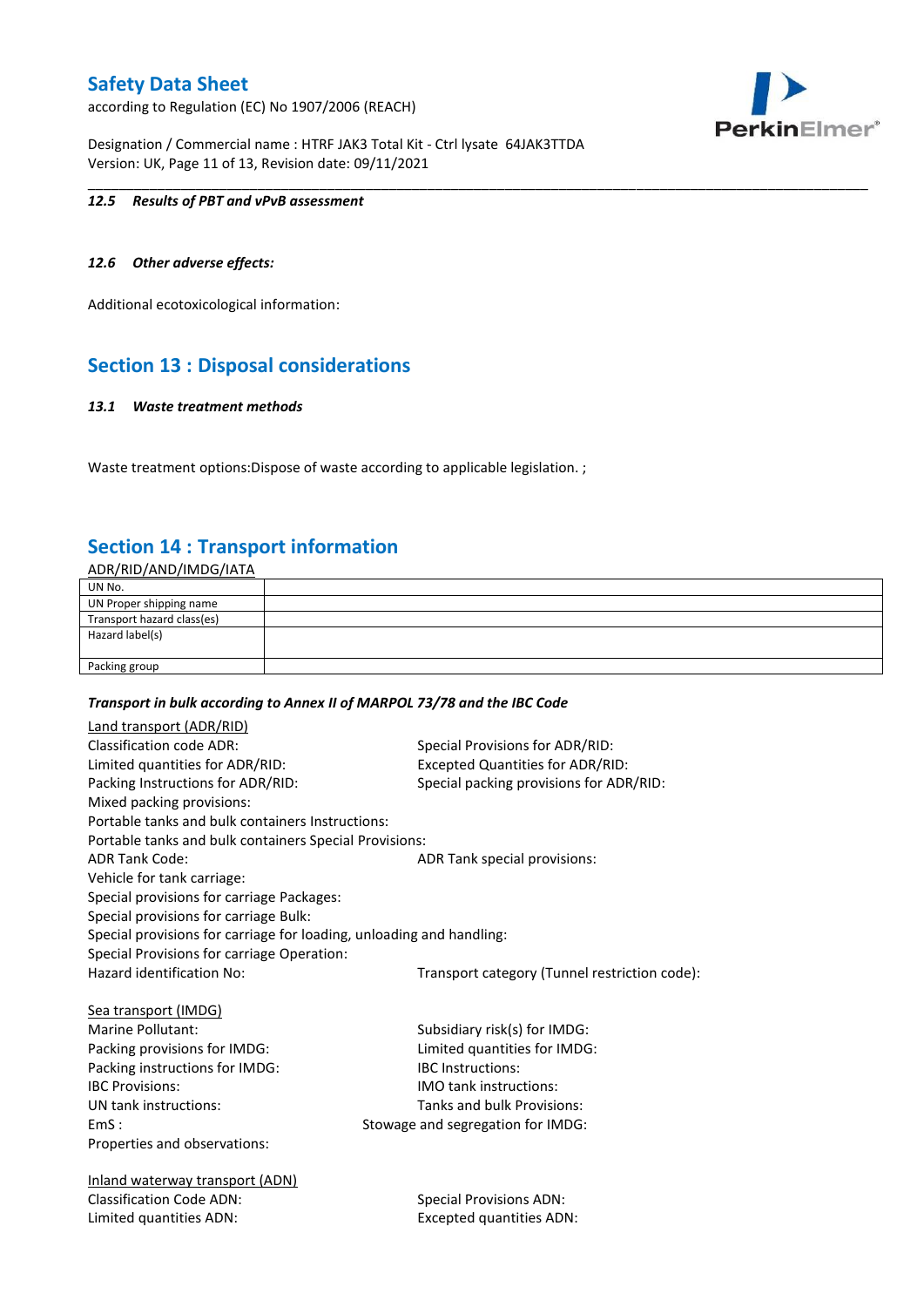#### *12.5 Results of PBT and vPvB assessment*

#### *12.6 Other adverse effects:*

Additional ecotoxicological information:

## Section 13 : Disposal considerations

#### *13.1 Waste treatment methods*

Waste treatment options:Dispose of waste according to applicable legislation. ;

## Section 14 : Transport information

ADR/RID/AND/IMDG/IATA

| UN No. | |
|---|---|
| UN Proper shipping name | |
| Transport hazard class(es) | |
| Hazard label(s) | |
| Packing group | |

***Transport in bulk according to Annex II of MARPOL 73/78 and the IBC Code***

Land transport (ADR/RID)

Classification code ADR:
Special Provisions for ADR/RID:
Limited quantities for ADR/RID:
Excepted Quantities for ADR/RID:
Packing Instructions for ADR/RID:
Special packing provisions for ADR/RID:
Mixed packing provisions:
Portable tanks and bulk containers Instructions:
Portable tanks and bulk containers Special Provisions:
ADR Tank Code:
ADR Tank special provisions:
Vehicle for tank carriage:
Special provisions for carriage Packages:
Special provisions for carriage Bulk:
Special provisions for carriage for loading, unloading and handling:
Special Provisions for carriage Operation:
Hazard identification No:
Transport category (Tunnel restriction code):

Sea transport (IMDG)

Marine Pollutant:
Subsidiary risk(s) for IMDG:
Packing provisions for IMDG:
Limited quantities for IMDG:
Packing instructions for IMDG:
IBC Instructions:
IBC Provisions:
IMO tank instructions:
UN tank instructions:
Tanks and bulk Provisions:
EmS :
Stowage and segregation for IMDG:
Properties and observations:

Inland waterway transport (ADN)

Classification Code ADN:
Special Provisions ADN:
Limited quantities ADN:
Excepted quantities ADN: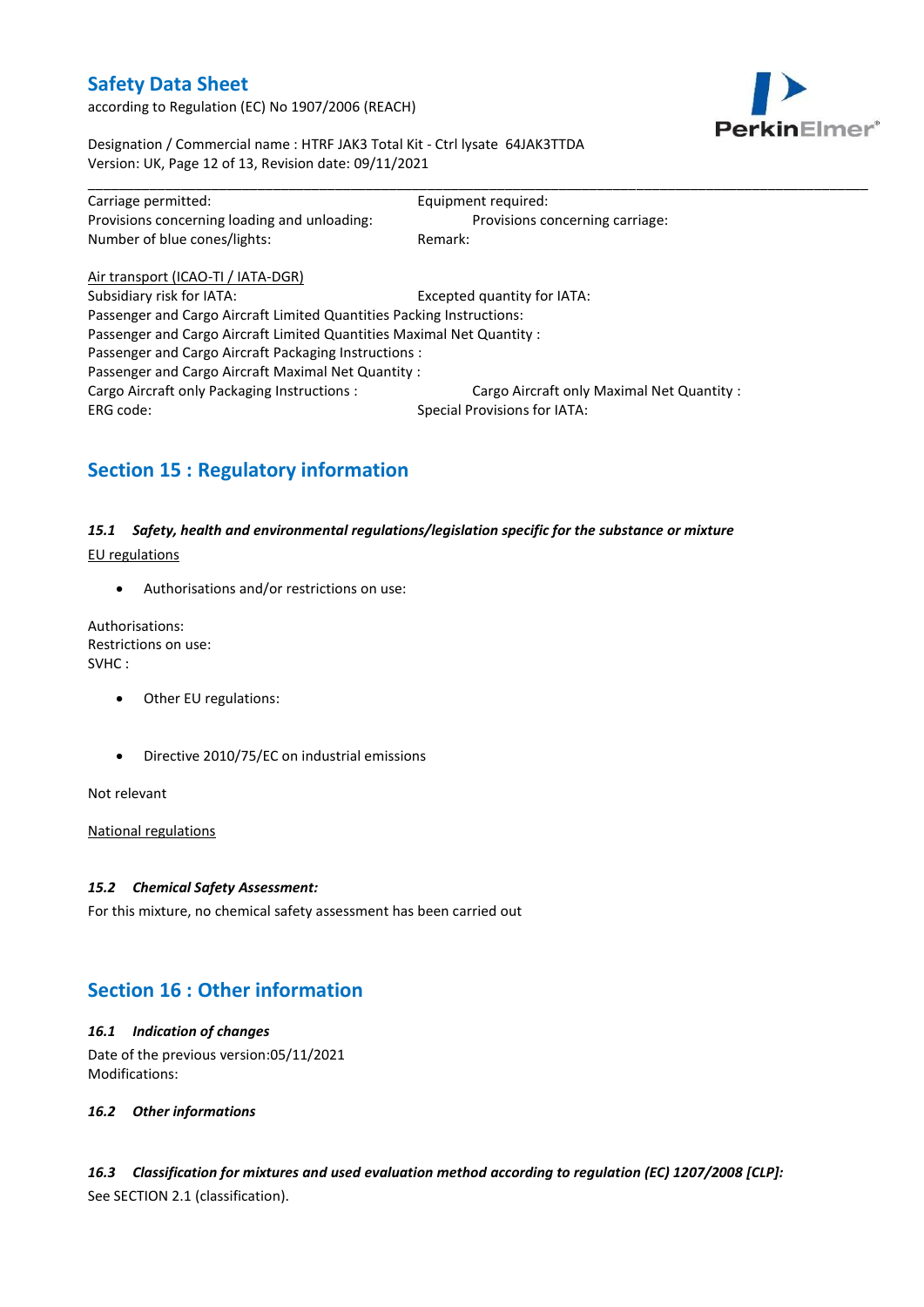Carriage permitted: Equipment required:
Provisions concerning loading and unloading: Provisions concerning carriage:
Number of blue cones/lights: Remark:

Air transport (ICAO-TI / IATA-DGR)
Subsidiary risk for IATA: Excepted quantity for IATA:
Passenger and Cargo Aircraft Limited Quantities Packing Instructions:
Passenger and Cargo Aircraft Limited Quantities Maximal Net Quantity :
Passenger and Cargo Aircraft Packaging Instructions :
Passenger and Cargo Aircraft Maximal Net Quantity :
Cargo Aircraft only Packaging Instructions : Cargo Aircraft only Maximal Net Quantity :
ERG code: Special Provisions for IATA:

## Section 15 : Regulatory information

### *15.1 Safety, health and environmental regulations/legislation specific for the substance or mixture*

EU regulations

- Authorisations and/or restrictions on use:

Authorisations:
Restrictions on use:
SVHC :

- Other EU regulations:

- Directive 2010/75/EC on industrial emissions

Not relevant

National regulations

### *15.2 Chemical Safety Assessment:*

For this mixture, no chemical safety assessment has been carried out

## Section 16 : Other information

### *16.1 Indication of changes*

Date of the previous version:05/11/2021
Modifications:

### *16.2 Other informations*

### *16.3 Classification for mixtures and used evaluation method according to regulation (EC) 1207/2008 [CLP]:*

See SECTION 2.1 (classification).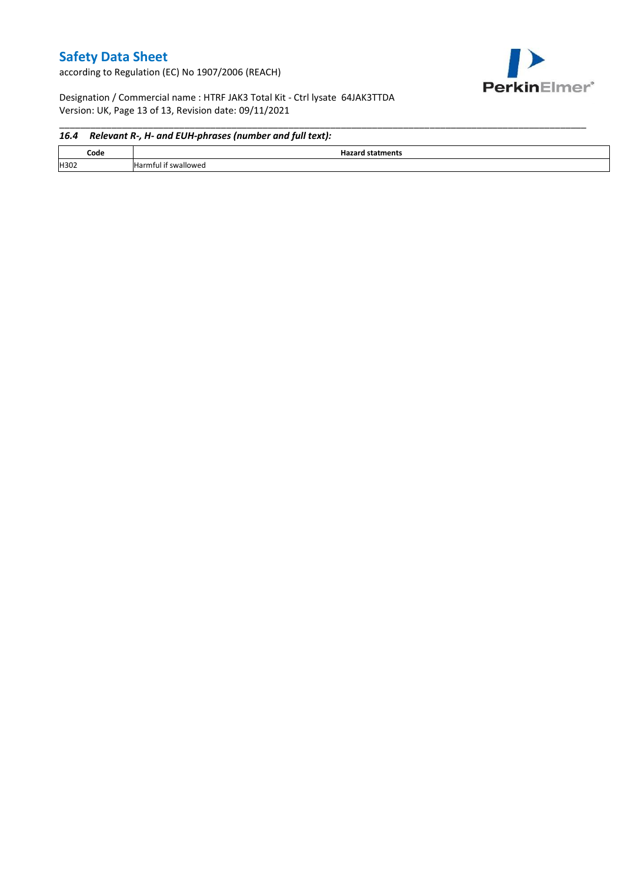### 16.4 *Relevant R-, H- and EUH-phrases (number and full text):*

| Code | Hazard statments |
|---|---|
| H302 | Harmful if swallowed |